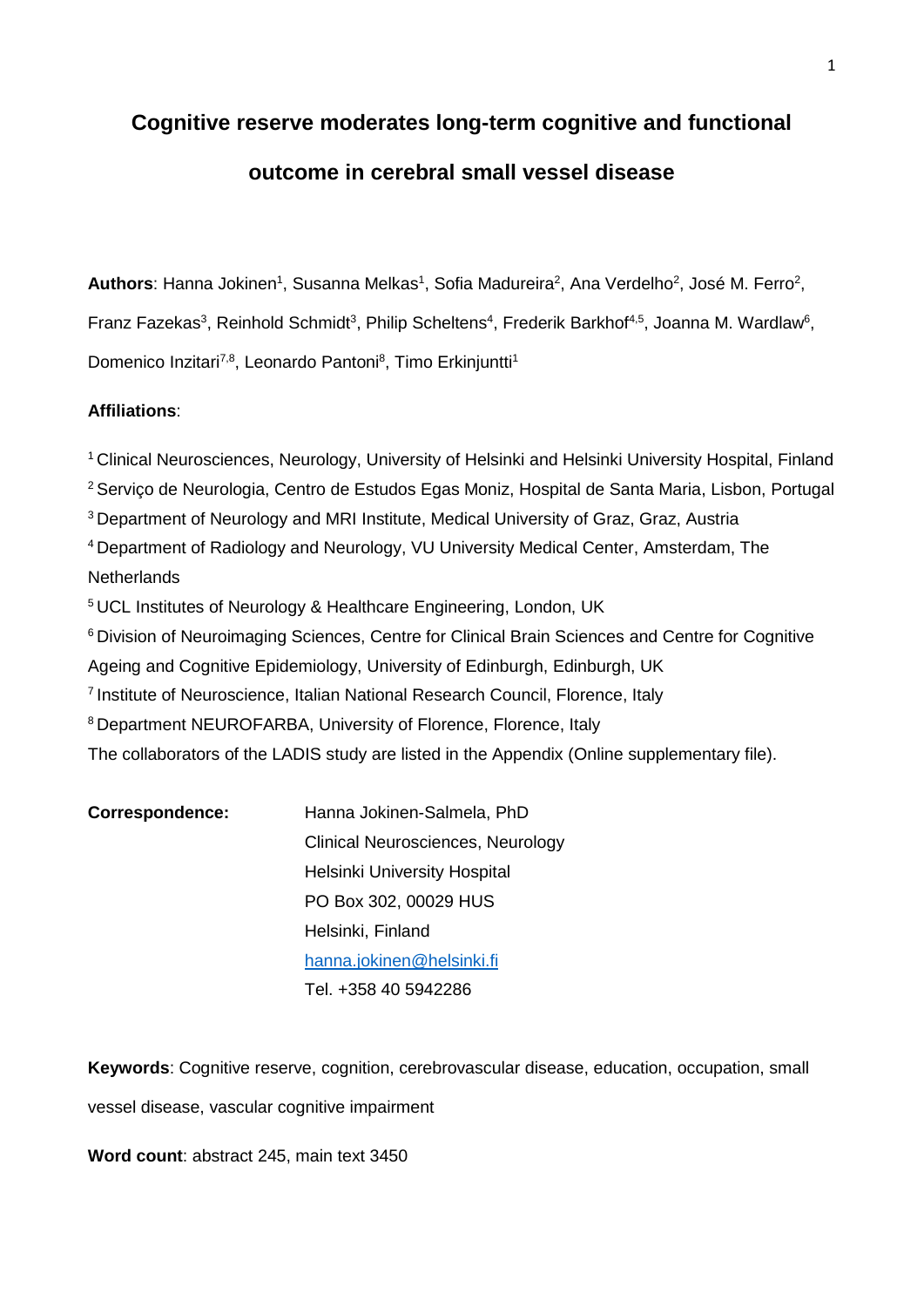# Cognitive reserve moderates long-term cognitive and functional outcome in cerebral small vessel disease

**Authors**: Hanna Jokinen[1], Susanna Melkas[1], Sofia Madureira[2], Ana Verdelho[2], José M. Ferro[2], Franz Fazekas[3], Reinhold Schmidt[3], Philip Scheltens[4], Frederik Barkhof[4,5], Joanna M. Wardlaw[6], Domenico Inzitari[7,8], Leonardo Pantoni[8], Timo Erkinjuntti[1]

**Affiliations**:

[1] Clinical Neurosciences, Neurology, University of Helsinki and Helsinki University Hospital, Finland
[2] Serviço de Neurologia, Centro de Estudos Egas Moniz, Hospital de Santa Maria, Lisbon, Portugal
[3] Department of Neurology and MRI Institute, Medical University of Graz, Graz, Austria
[4] Department of Radiology and Neurology, VU University Medical Center, Amsterdam, The Netherlands
[5] UCL Institutes of Neurology & Healthcare Engineering, London, UK
[6] Division of Neuroimaging Sciences, Centre for Clinical Brain Sciences and Centre for Cognitive Ageing and Cognitive Epidemiology, University of Edinburgh, Edinburgh, UK
[7] Institute of Neuroscience, Italian National Research Council, Florence, Italy
[8] Department NEUROFARBA, University of Florence, Florence, Italy

The collaborators of the LADIS study are listed in the Appendix (Online supplementary file).

**Correspondence:**

Hanna Jokinen-Salmela, PhD
Clinical Neurosciences, Neurology
Helsinki University Hospital
PO Box 302, 00029 HUS
Helsinki, Finland
hanna.jokinen@helsinki.fi
Tel. +358 40 5942286

**Keywords**: Cognitive reserve, cognition, cerebrovascular disease, education, occupation, small vessel disease, vascular cognitive impairment

**Word count**: abstract 245, main text 3450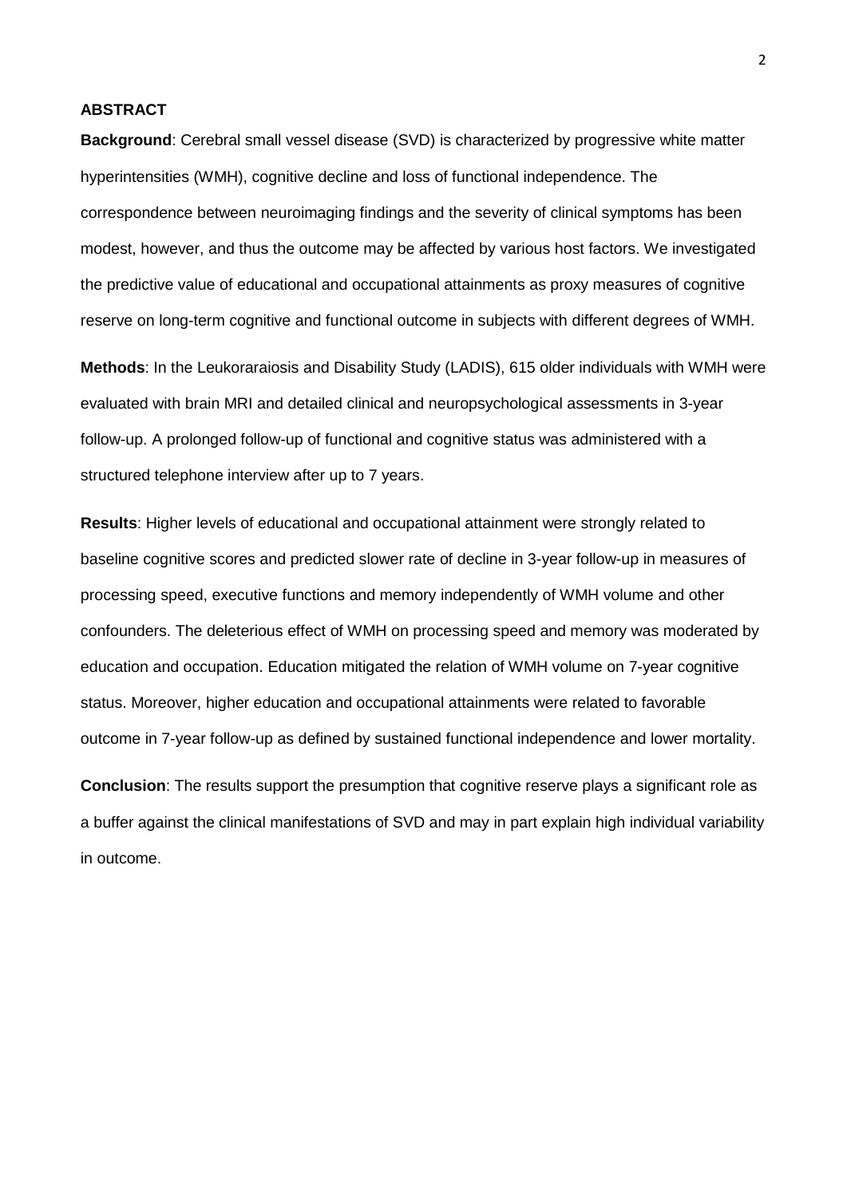## ABSTRACT

**Background**: Cerebral small vessel disease (SVD) is characterized by progressive white matter hyperintensities (WMH), cognitive decline and loss of functional independence. The correspondence between neuroimaging findings and the severity of clinical symptoms has been modest, however, and thus the outcome may be affected by various host factors. We investigated the predictive value of educational and occupational attainments as proxy measures of cognitive reserve on long-term cognitive and functional outcome in subjects with different degrees of WMH.

**Methods**: In the Leukoraraiosis and Disability Study (LADIS), 615 older individuals with WMH were evaluated with brain MRI and detailed clinical and neuropsychological assessments in 3-year follow-up. A prolonged follow-up of functional and cognitive status was administered with a structured telephone interview after up to 7 years.

**Results**: Higher levels of educational and occupational attainment were strongly related to baseline cognitive scores and predicted slower rate of decline in 3-year follow-up in measures of processing speed, executive functions and memory independently of WMH volume and other confounders. The deleterious effect of WMH on processing speed and memory was moderated by education and occupation. Education mitigated the relation of WMH volume on 7-year cognitive status. Moreover, higher education and occupational attainments were related to favorable outcome in 7-year follow-up as defined by sustained functional independence and lower mortality.

**Conclusion**: The results support the presumption that cognitive reserve plays a significant role as a buffer against the clinical manifestations of SVD and may in part explain high individual variability in outcome.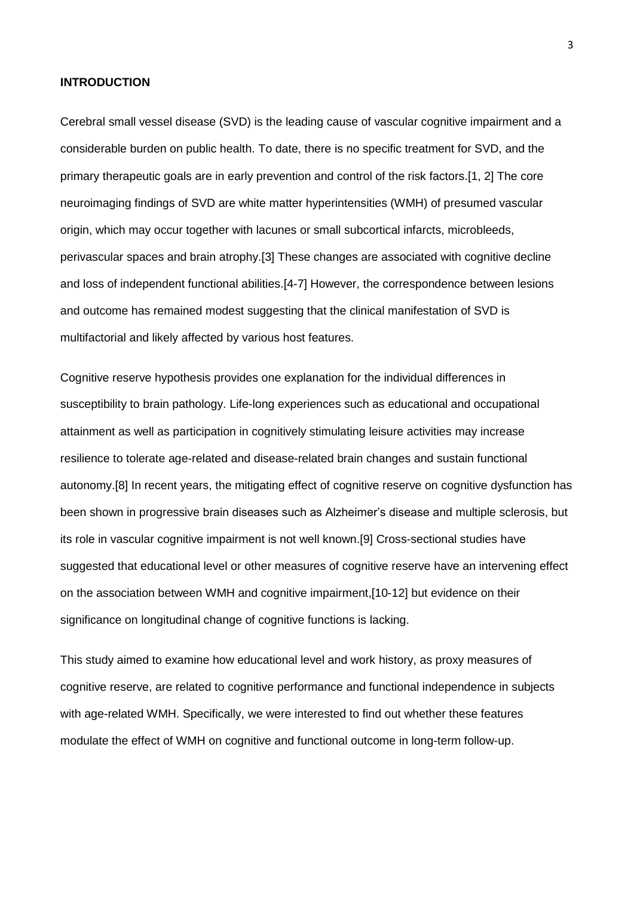## INTRODUCTION

Cerebral small vessel disease (SVD) is the leading cause of vascular cognitive impairment and a considerable burden on public health. To date, there is no specific treatment for SVD, and the primary therapeutic goals are in early prevention and control of the risk factors.[1, 2] The core neuroimaging findings of SVD are white matter hyperintensities (WMH) of presumed vascular origin, which may occur together with lacunes or small subcortical infarcts, microbleeds, perivascular spaces and brain atrophy.[3] These changes are associated with cognitive decline and loss of independent functional abilities.[4-7] However, the correspondence between lesions and outcome has remained modest suggesting that the clinical manifestation of SVD is multifactorial and likely affected by various host features.

Cognitive reserve hypothesis provides one explanation for the individual differences in susceptibility to brain pathology. Life-long experiences such as educational and occupational attainment as well as participation in cognitively stimulating leisure activities may increase resilience to tolerate age-related and disease-related brain changes and sustain functional autonomy.[8] In recent years, the mitigating effect of cognitive reserve on cognitive dysfunction has been shown in progressive brain diseases such as Alzheimer's disease and multiple sclerosis, but its role in vascular cognitive impairment is not well known.[9] Cross-sectional studies have suggested that educational level or other measures of cognitive reserve have an intervening effect on the association between WMH and cognitive impairment,[10-12] but evidence on their significance on longitudinal change of cognitive functions is lacking.

This study aimed to examine how educational level and work history, as proxy measures of cognitive reserve, are related to cognitive performance and functional independence in subjects with age-related WMH. Specifically, we were interested to find out whether these features modulate the effect of WMH on cognitive and functional outcome in long-term follow-up.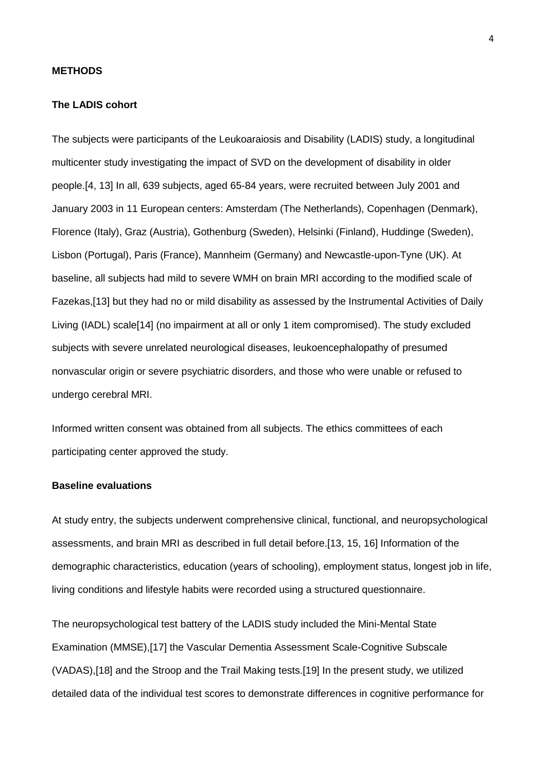## METHODS

### The LADIS cohort

The subjects were participants of the Leukoaraiosis and Disability (LADIS) study, a longitudinal multicenter study investigating the impact of SVD on the development of disability in older people.[4, 13] In all, 639 subjects, aged 65-84 years, were recruited between July 2001 and January 2003 in 11 European centers: Amsterdam (The Netherlands), Copenhagen (Denmark), Florence (Italy), Graz (Austria), Gothenburg (Sweden), Helsinki (Finland), Huddinge (Sweden), Lisbon (Portugal), Paris (France), Mannheim (Germany) and Newcastle-upon-Tyne (UK). At baseline, all subjects had mild to severe WMH on brain MRI according to the modified scale of Fazekas,[13] but they had no or mild disability as assessed by the Instrumental Activities of Daily Living (IADL) scale[14] (no impairment at all or only 1 item compromised). The study excluded subjects with severe unrelated neurological diseases, leukoencephalopathy of presumed nonvascular origin or severe psychiatric disorders, and those who were unable or refused to undergo cerebral MRI.

Informed written consent was obtained from all subjects. The ethics committees of each participating center approved the study.

### Baseline evaluations

At study entry, the subjects underwent comprehensive clinical, functional, and neuropsychological assessments, and brain MRI as described in full detail before.[13, 15, 16] Information of the demographic characteristics, education (years of schooling), employment status, longest job in life, living conditions and lifestyle habits were recorded using a structured questionnaire.

The neuropsychological test battery of the LADIS study included the Mini-Mental State Examination (MMSE),[17] the Vascular Dementia Assessment Scale-Cognitive Subscale (VADAS),[18] and the Stroop and the Trail Making tests.[19] In the present study, we utilized detailed data of the individual test scores to demonstrate differences in cognitive performance for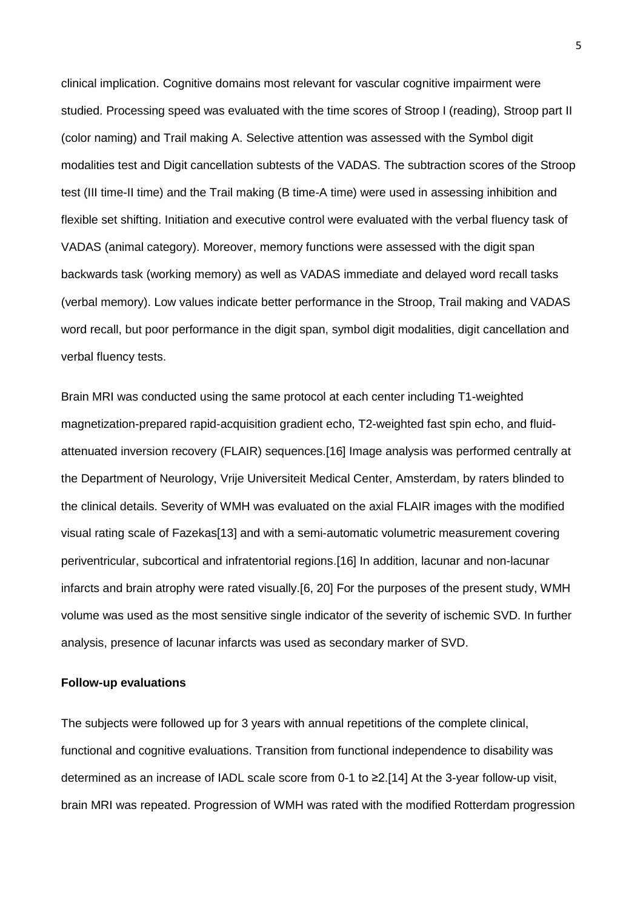clinical implication. Cognitive domains most relevant for vascular cognitive impairment were studied. Processing speed was evaluated with the time scores of Stroop I (reading), Stroop part II (color naming) and Trail making A. Selective attention was assessed with the Symbol digit modalities test and Digit cancellation subtests of the VADAS. The subtraction scores of the Stroop test (III time-II time) and the Trail making (B time-A time) were used in assessing inhibition and flexible set shifting. Initiation and executive control were evaluated with the verbal fluency task of VADAS (animal category). Moreover, memory functions were assessed with the digit span backwards task (working memory) as well as VADAS immediate and delayed word recall tasks (verbal memory). Low values indicate better performance in the Stroop, Trail making and VADAS word recall, but poor performance in the digit span, symbol digit modalities, digit cancellation and verbal fluency tests.

Brain MRI was conducted using the same protocol at each center including T1-weighted magnetization-prepared rapid-acquisition gradient echo, T2-weighted fast spin echo, and fluid-attenuated inversion recovery (FLAIR) sequences.[16] Image analysis was performed centrally at the Department of Neurology, Vrije Universiteit Medical Center, Amsterdam, by raters blinded to the clinical details. Severity of WMH was evaluated on the axial FLAIR images with the modified visual rating scale of Fazekas[13] and with a semi-automatic volumetric measurement covering periventricular, subcortical and infratentorial regions.[16] In addition, lacunar and non-lacunar infarcts and brain atrophy were rated visually.[6, 20] For the purposes of the present study, WMH volume was used as the most sensitive single indicator of the severity of ischemic SVD. In further analysis, presence of lacunar infarcts was used as secondary marker of SVD.

**Follow-up evaluations**

The subjects were followed up for 3 years with annual repetitions of the complete clinical, functional and cognitive evaluations. Transition from functional independence to disability was determined as an increase of IADL scale score from 0-1 to ≥2.[14] At the 3-year follow-up visit, brain MRI was repeated. Progression of WMH was rated with the modified Rotterdam progression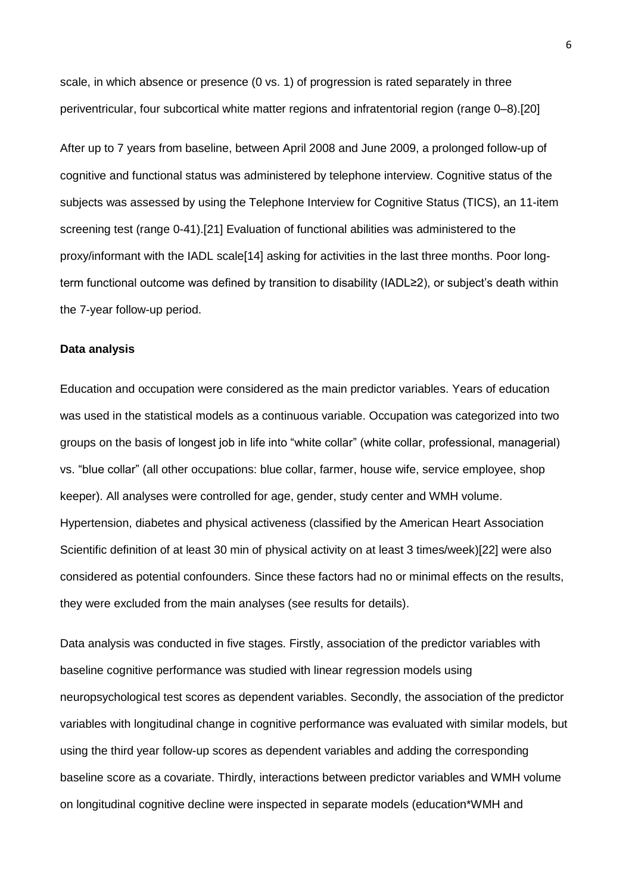scale, in which absence or presence (0 vs. 1) of progression is rated separately in three periventricular, four subcortical white matter regions and infratentorial region (range 0–8).[20]

After up to 7 years from baseline, between April 2008 and June 2009, a prolonged follow-up of cognitive and functional status was administered by telephone interview. Cognitive status of the subjects was assessed by using the Telephone Interview for Cognitive Status (TICS), an 11-item screening test (range 0-41).[21] Evaluation of functional abilities was administered to the proxy/informant with the IADL scale[14] asking for activities in the last three months. Poor long-term functional outcome was defined by transition to disability (IADL≥2), or subject's death within the 7-year follow-up period.

**Data analysis**

Education and occupation were considered as the main predictor variables. Years of education was used in the statistical models as a continuous variable. Occupation was categorized into two groups on the basis of longest job in life into "white collar" (white collar, professional, managerial) vs. "blue collar" (all other occupations: blue collar, farmer, house wife, service employee, shop keeper). All analyses were controlled for age, gender, study center and WMH volume. Hypertension, diabetes and physical activeness (classified by the American Heart Association Scientific definition of at least 30 min of physical activity on at least 3 times/week)[22] were also considered as potential confounders. Since these factors had no or minimal effects on the results, they were excluded from the main analyses (see results for details).

Data analysis was conducted in five stages. Firstly, association of the predictor variables with baseline cognitive performance was studied with linear regression models using neuropsychological test scores as dependent variables. Secondly, the association of the predictor variables with longitudinal change in cognitive performance was evaluated with similar models, but using the third year follow-up scores as dependent variables and adding the corresponding baseline score as a covariate. Thirdly, interactions between predictor variables and WMH volume on longitudinal cognitive decline were inspected in separate models (education*WMH and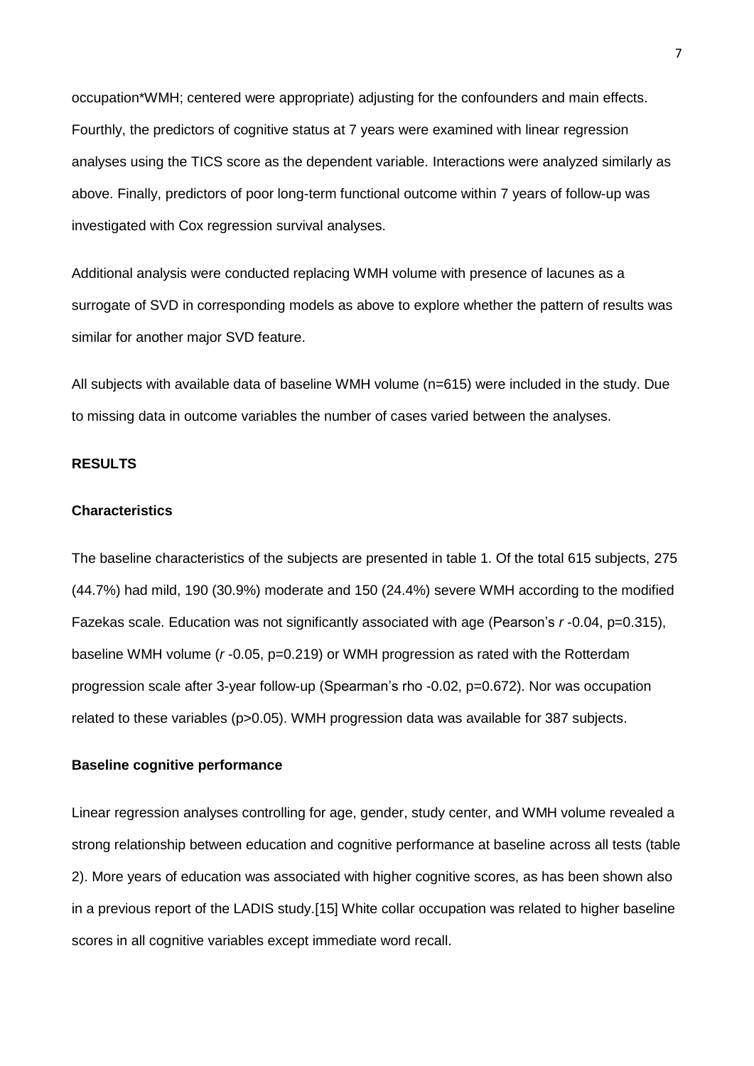occupation*WMH; centered were appropriate) adjusting for the confounders and main effects. Fourthly, the predictors of cognitive status at 7 years were examined with linear regression analyses using the TICS score as the dependent variable. Interactions were analyzed similarly as above. Finally, predictors of poor long-term functional outcome within 7 years of follow-up was investigated with Cox regression survival analyses.

Additional analysis were conducted replacing WMH volume with presence of lacunes as a surrogate of SVD in corresponding models as above to explore whether the pattern of results was similar for another major SVD feature.

All subjects with available data of baseline WMH volume (n=615) were included in the study. Due to missing data in outcome variables the number of cases varied between the analyses.

## RESULTS

### Characteristics

The baseline characteristics of the subjects are presented in table 1. Of the total 615 subjects, 275 (44.7%) had mild, 190 (30.9%) moderate and 150 (24.4%) severe WMH according to the modified Fazekas scale. Education was not significantly associated with age (Pearson's *r* -0.04, p=0.315), baseline WMH volume (*r* -0.05, p=0.219) or WMH progression as rated with the Rotterdam progression scale after 3-year follow-up (Spearman's rho -0.02, p=0.672). Nor was occupation related to these variables (p>0.05). WMH progression data was available for 387 subjects.

### Baseline cognitive performance

Linear regression analyses controlling for age, gender, study center, and WMH volume revealed a strong relationship between education and cognitive performance at baseline across all tests (table 2). More years of education was associated with higher cognitive scores, as has been shown also in a previous report of the LADIS study.[15] White collar occupation was related to higher baseline scores in all cognitive variables except immediate word recall.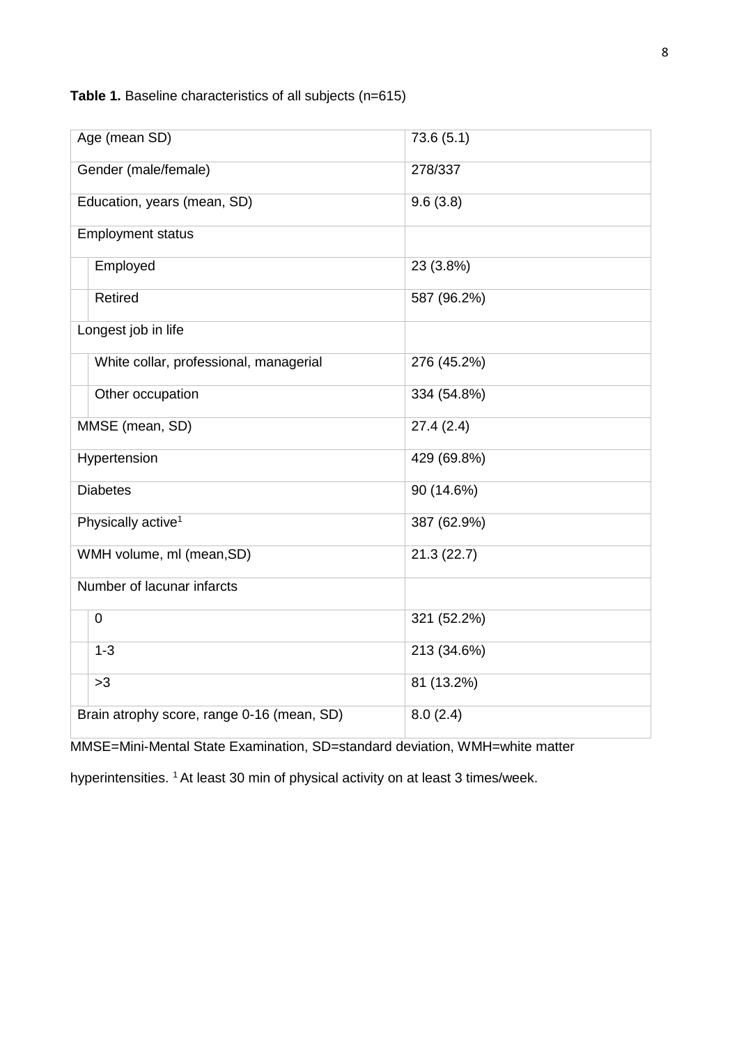**Table 1.** Baseline characteristics of all subjects (n=615)

| | |
|---|---|
| Age (mean SD) | 73.6 (5.1) |
| Gender (male/female) | 278/337 |
| Education, years (mean, SD) | 9.6 (3.8) |
| Employment status | |
| Employed | 23 (3.8%) |
| Retired | 587 (96.2%) |
| Longest job in life | |
| White collar, professional, managerial | 276 (45.2%) |
| Other occupation | 334 (54.8%) |
| MMSE (mean, SD) | 27.4 (2.4) |
| Hypertension | 429 (69.8%) |
| Diabetes | 90 (14.6%) |
| Physically active[1] | 387 (62.9%) |
| WMH volume, ml (mean,SD) | 21.3 (22.7) |
| Number of lacunar infarcts | |
| 0 | 321 (52.2%) |
| 1-3 | 213 (34.6%) |
| >3 | 81 (13.2%) |
| Brain atrophy score, range 0-16 (mean, SD) | 8.0 (2.4) |

MMSE=Mini-Mental State Examination, SD=standard deviation, WMH=white matter hyperintensities. [1] At least 30 min of physical activity on at least 3 times/week.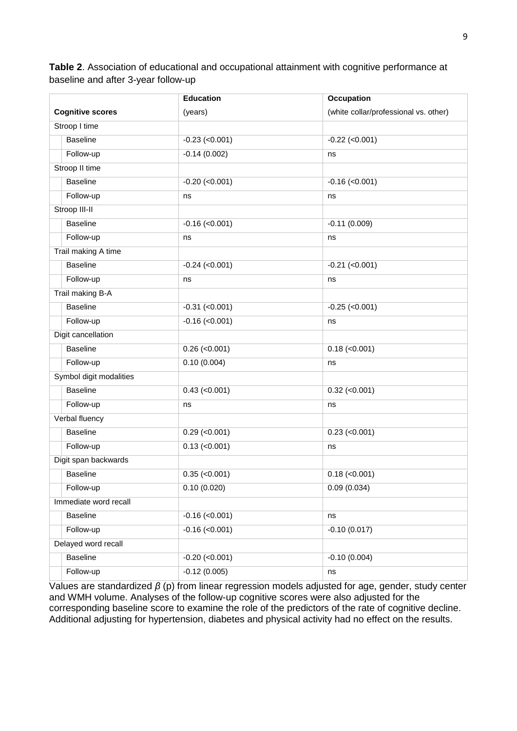**Table 2**. Association of educational and occupational attainment with cognitive performance at baseline and after 3-year follow-up

| Cognitive scores | Education (years) | Occupation (white collar/professional vs. other) |
|---|---|---|
| Stroop I time | | |
| Baseline | -0.23 (<0.001) | -0.22 (<0.001) |
| Follow-up | -0.14 (0.002) | ns |
| Stroop II time | | |
| Baseline | -0.20 (<0.001) | -0.16 (<0.001) |
| Follow-up | ns | ns |
| Stroop III-II | | |
| Baseline | -0.16 (<0.001) | -0.11 (0.009) |
| Follow-up | ns | ns |
| Trail making A time | | |
| Baseline | -0.24 (<0.001) | -0.21 (<0.001) |
| Follow-up | ns | ns |
| Trail making B-A | | |
| Baseline | -0.31 (<0.001) | -0.25 (<0.001) |
| Follow-up | -0.16 (<0.001) | ns |
| Digit cancellation | | |
| Baseline | 0.26 (<0.001) | 0.18 (<0.001) |
| Follow-up | 0.10 (0.004) | ns |
| Symbol digit modalities | | |
| Baseline | 0.43 (<0.001) | 0.32 (<0.001) |
| Follow-up | ns | ns |
| Verbal fluency | | |
| Baseline | 0.29 (<0.001) | 0.23 (<0.001) |
| Follow-up | 0.13 (<0.001) | ns |
| Digit span backwards | | |
| Baseline | 0.35 (<0.001) | 0.18 (<0.001) |
| Follow-up | 0.10 (0.020) | 0.09 (0.034) |
| Immediate word recall | | |
| Baseline | -0.16 (<0.001) | ns |
| Follow-up | -0.16 (<0.001) | -0.10 (0.017) |
| Delayed word recall | | |
| Baseline | -0.20 (<0.001) | -0.10 (0.004) |
| Follow-up | -0.12 (0.005) | ns |

Values are standardized $\beta$ (p) from linear regression models adjusted for age, gender, study center and WMH volume. Analyses of the follow-up cognitive scores were also adjusted for the corresponding baseline score to examine the role of the predictors of the rate of cognitive decline. Additional adjusting for hypertension, diabetes and physical activity had no effect on the results.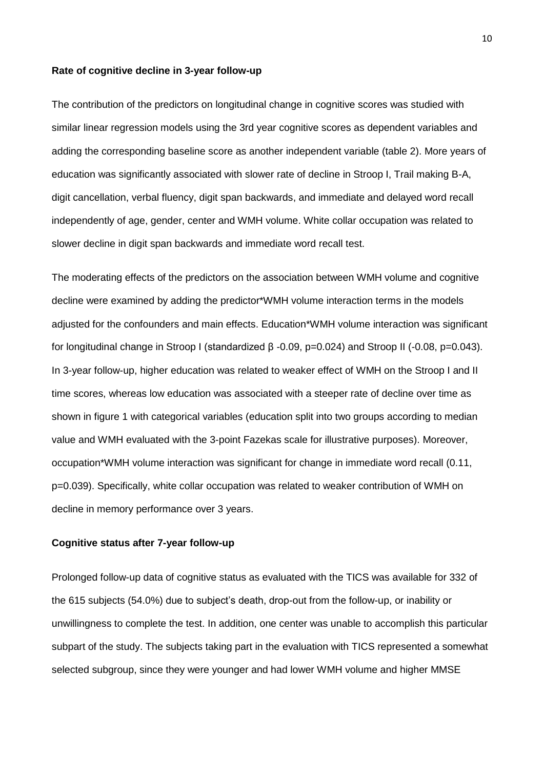**Rate of cognitive decline in 3-year follow-up**

The contribution of the predictors on longitudinal change in cognitive scores was studied with similar linear regression models using the 3rd year cognitive scores as dependent variables and adding the corresponding baseline score as another independent variable (table 2). More years of education was significantly associated with slower rate of decline in Stroop I, Trail making B-A, digit cancellation, verbal fluency, digit span backwards, and immediate and delayed word recall independently of age, gender, center and WMH volume. White collar occupation was related to slower decline in digit span backwards and immediate word recall test.

The moderating effects of the predictors on the association between WMH volume and cognitive decline were examined by adding the predictor*WMH volume interaction terms in the models adjusted for the confounders and main effects. Education*WMH volume interaction was significant for longitudinal change in Stroop I (standardized $\beta$ -0.09, $p=0.024$) and Stroop II (-0.08, $p=0.043$). In 3-year follow-up, higher education was related to weaker effect of WMH on the Stroop I and II time scores, whereas low education was associated with a steeper rate of decline over time as shown in figure 1 with categorical variables (education split into two groups according to median value and WMH evaluated with the 3-point Fazekas scale for illustrative purposes). Moreover, occupation*WMH volume interaction was significant for change in immediate word recall (0.11, $p=0.039$). Specifically, white collar occupation was related to weaker contribution of WMH on decline in memory performance over 3 years.

**Cognitive status after 7-year follow-up**

Prolonged follow-up data of cognitive status as evaluated with the TICS was available for 332 of the 615 subjects (54.0%) due to subject's death, drop-out from the follow-up, or inability or unwillingness to complete the test. In addition, one center was unable to accomplish this particular subpart of the study. The subjects taking part in the evaluation with TICS represented a somewhat selected subgroup, since they were younger and had lower WMH volume and higher MMSE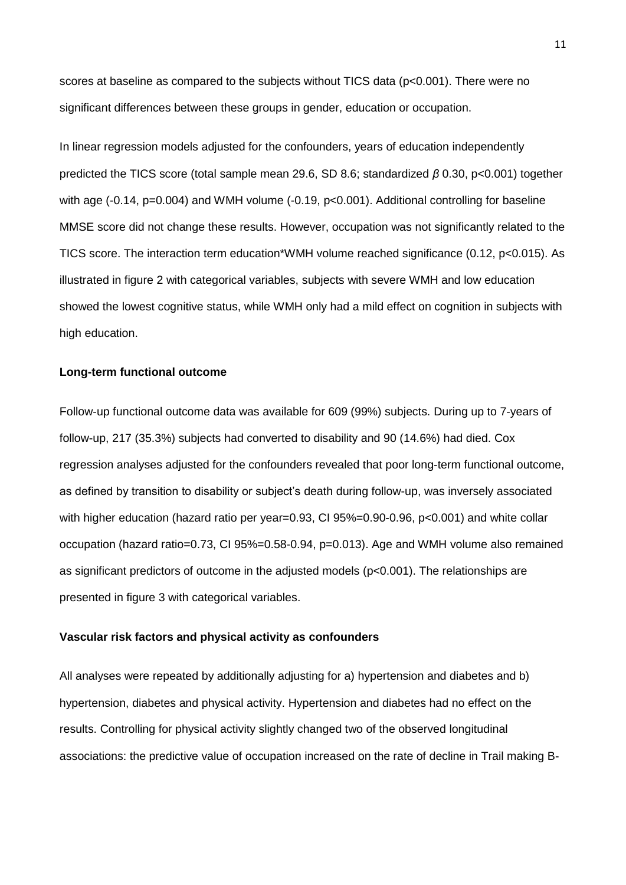scores at baseline as compared to the subjects without TICS data ($p<0.001$). There were no significant differences between these groups in gender, education or occupation.

In linear regression models adjusted for the confounders, years of education independently predicted the TICS score (total sample mean 29.6, SD 8.6; standardized $\beta$ 0.30, $p<0.001$) together with age (-0.14, $p=0.004$) and WMH volume (-0.19, $p<0.001$). Additional controlling for baseline MMSE score did not change these results. However, occupation was not significantly related to the TICS score. The interaction term education*WMH volume reached significance (0.12, $p<0.015$). As illustrated in figure 2 with categorical variables, subjects with severe WMH and low education showed the lowest cognitive status, while WMH only had a mild effect on cognition in subjects with high education.

### Long-term functional outcome

Follow-up functional outcome data was available for 609 (99%) subjects. During up to 7-years of follow-up, 217 (35.3%) subjects had converted to disability and 90 (14.6%) had died. Cox regression analyses adjusted for the confounders revealed that poor long-term functional outcome, as defined by transition to disability or subject's death during follow-up, was inversely associated with higher education (hazard ratio per year=0.93, CI 95%=0.90-0.96, $p<0.001$) and white collar occupation (hazard ratio=0.73, CI 95%=0.58-0.94, $p=0.013$). Age and WMH volume also remained as significant predictors of outcome in the adjusted models ($p<0.001$). The relationships are presented in figure 3 with categorical variables.

### Vascular risk factors and physical activity as confounders

All analyses were repeated by additionally adjusting for a) hypertension and diabetes and b) hypertension, diabetes and physical activity. Hypertension and diabetes had no effect on the results. Controlling for physical activity slightly changed two of the observed longitudinal associations: the predictive value of occupation increased on the rate of decline in Trail making B-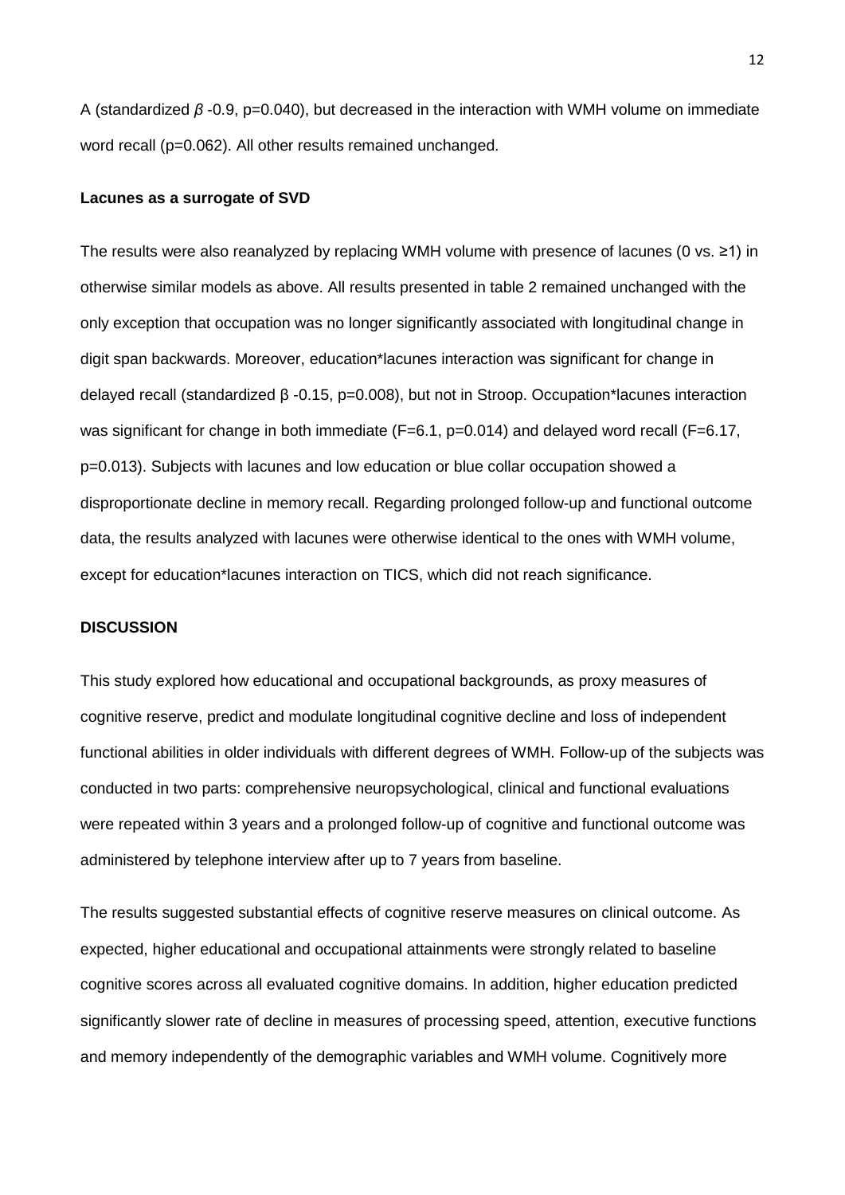A (standardized $\beta$ -0.9, p=0.040), but decreased in the interaction with WMH volume on immediate word recall (p=0.062). All other results remained unchanged.

**Lacunes as a surrogate of SVD**

The results were also reanalyzed by replacing WMH volume with presence of lacunes (0 vs. ≥1) in otherwise similar models as above. All results presented in table 2 remained unchanged with the only exception that occupation was no longer significantly associated with longitudinal change in digit span backwards. Moreover, education*lacunes interaction was significant for change in delayed recall (standardized β -0.15, p=0.008), but not in Stroop. Occupation*lacunes interaction was significant for change in both immediate (F=6.1, p=0.014) and delayed word recall (F=6.17, p=0.013). Subjects with lacunes and low education or blue collar occupation showed a disproportionate decline in memory recall. Regarding prolonged follow-up and functional outcome data, the results analyzed with lacunes were otherwise identical to the ones with WMH volume, except for education*lacunes interaction on TICS, which did not reach significance.

## DISCUSSION

This study explored how educational and occupational backgrounds, as proxy measures of cognitive reserve, predict and modulate longitudinal cognitive decline and loss of independent functional abilities in older individuals with different degrees of WMH. Follow-up of the subjects was conducted in two parts: comprehensive neuropsychological, clinical and functional evaluations were repeated within 3 years and a prolonged follow-up of cognitive and functional outcome was administered by telephone interview after up to 7 years from baseline.

The results suggested substantial effects of cognitive reserve measures on clinical outcome. As expected, higher educational and occupational attainments were strongly related to baseline cognitive scores across all evaluated cognitive domains. In addition, higher education predicted significantly slower rate of decline in measures of processing speed, attention, executive functions and memory independently of the demographic variables and WMH volume. Cognitively more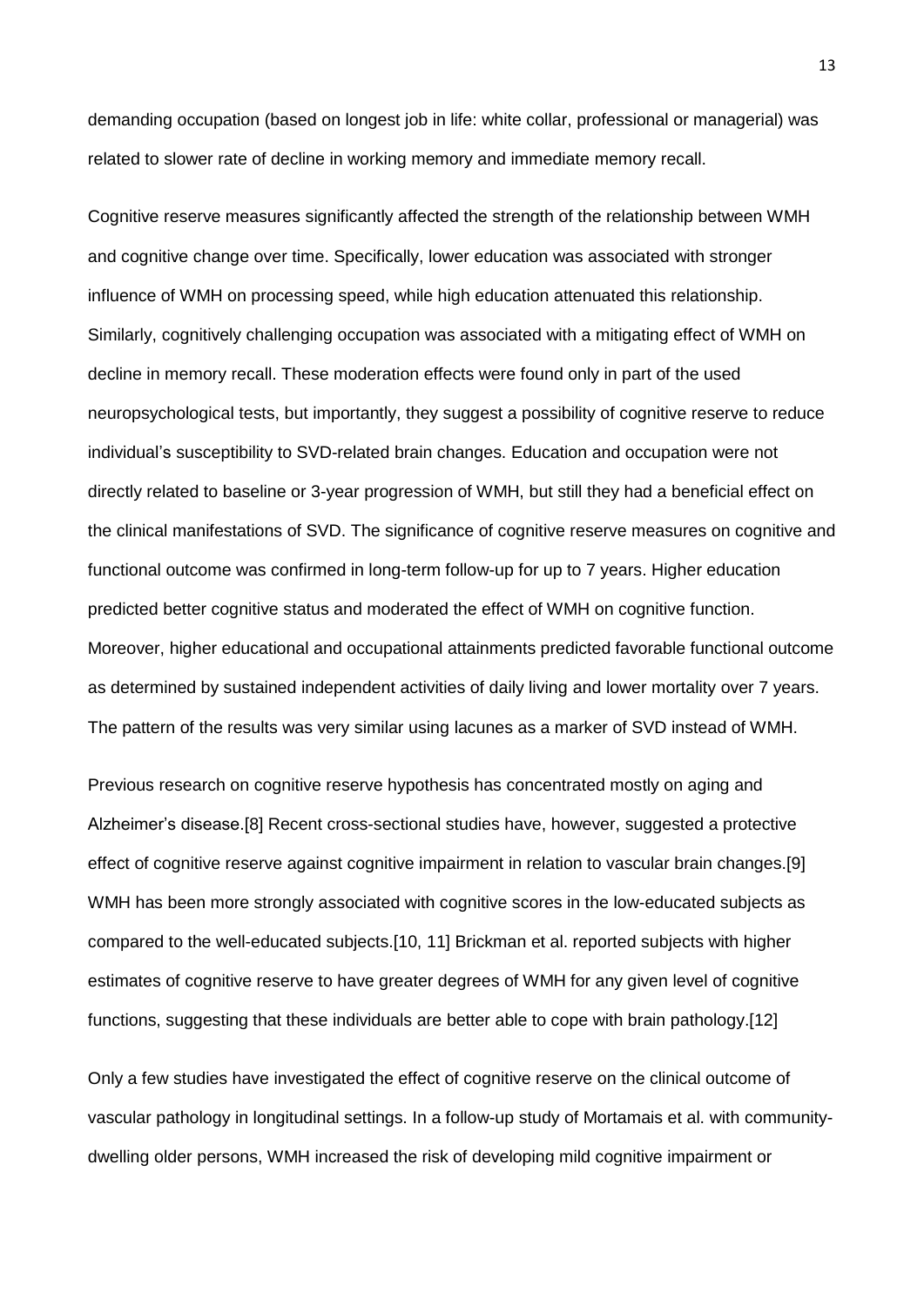demanding occupation (based on longest job in life: white collar, professional or managerial) was related to slower rate of decline in working memory and immediate memory recall.

Cognitive reserve measures significantly affected the strength of the relationship between WMH and cognitive change over time. Specifically, lower education was associated with stronger influence of WMH on processing speed, while high education attenuated this relationship. Similarly, cognitively challenging occupation was associated with a mitigating effect of WMH on decline in memory recall. These moderation effects were found only in part of the used neuropsychological tests, but importantly, they suggest a possibility of cognitive reserve to reduce individual's susceptibility to SVD-related brain changes. Education and occupation were not directly related to baseline or 3-year progression of WMH, but still they had a beneficial effect on the clinical manifestations of SVD. The significance of cognitive reserve measures on cognitive and functional outcome was confirmed in long-term follow-up for up to 7 years. Higher education predicted better cognitive status and moderated the effect of WMH on cognitive function. Moreover, higher educational and occupational attainments predicted favorable functional outcome as determined by sustained independent activities of daily living and lower mortality over 7 years. The pattern of the results was very similar using lacunes as a marker of SVD instead of WMH.

Previous research on cognitive reserve hypothesis has concentrated mostly on aging and Alzheimer's disease.[8] Recent cross-sectional studies have, however, suggested a protective effect of cognitive reserve against cognitive impairment in relation to vascular brain changes.[9] WMH has been more strongly associated with cognitive scores in the low-educated subjects as compared to the well-educated subjects.[10, 11] Brickman et al. reported subjects with higher estimates of cognitive reserve to have greater degrees of WMH for any given level of cognitive functions, suggesting that these individuals are better able to cope with brain pathology.[12]

Only a few studies have investigated the effect of cognitive reserve on the clinical outcome of vascular pathology in longitudinal settings. In a follow-up study of Mortamais et al. with community-dwelling older persons, WMH increased the risk of developing mild cognitive impairment or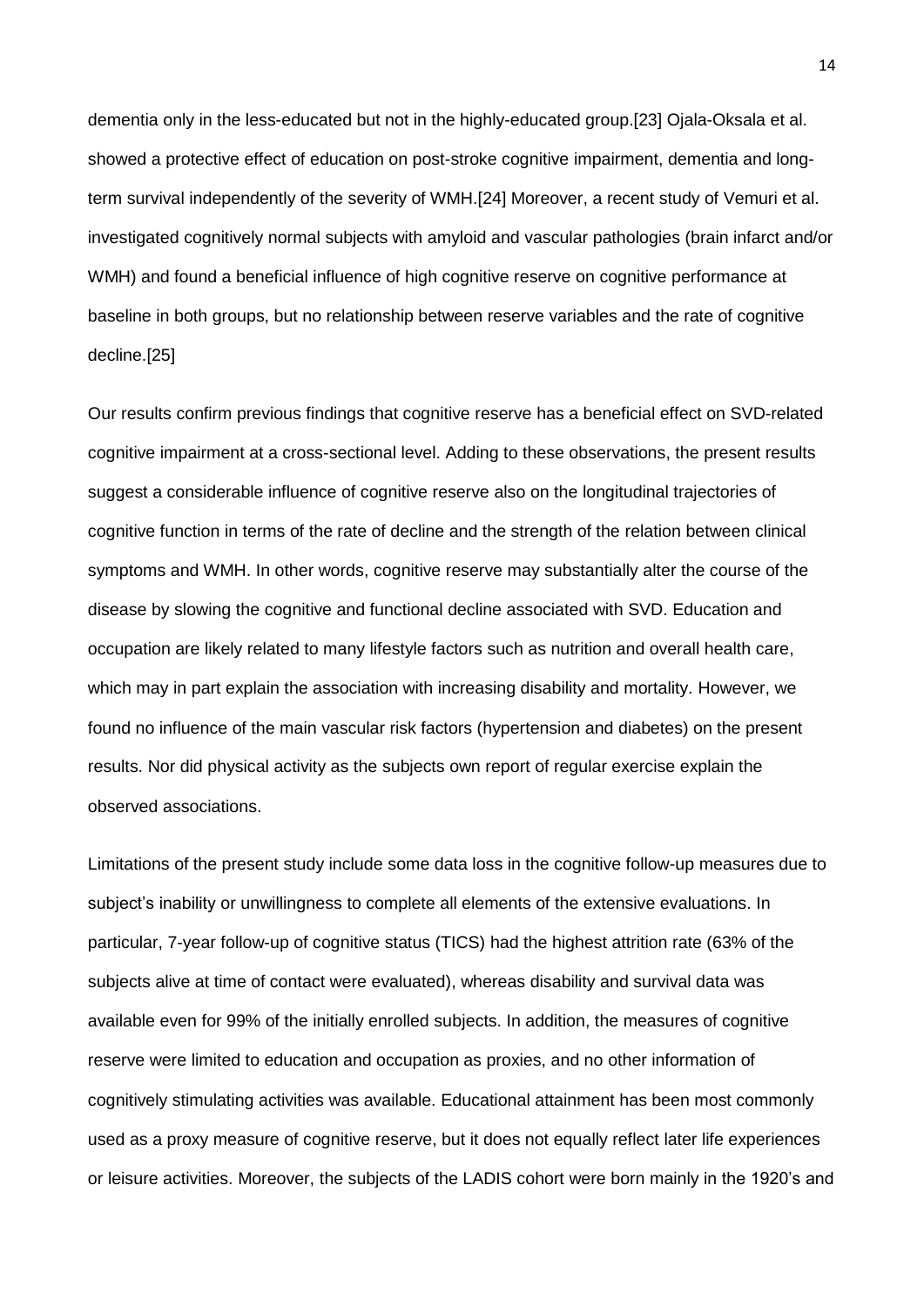dementia only in the less-educated but not in the highly-educated group.[23] Ojala-Oksala et al. showed a protective effect of education on post-stroke cognitive impairment, dementia and long-term survival independently of the severity of WMH.[24] Moreover, a recent study of Vemuri et al. investigated cognitively normal subjects with amyloid and vascular pathologies (brain infarct and/or WMH) and found a beneficial influence of high cognitive reserve on cognitive performance at baseline in both groups, but no relationship between reserve variables and the rate of cognitive decline.[25]

Our results confirm previous findings that cognitive reserve has a beneficial effect on SVD-related cognitive impairment at a cross-sectional level. Adding to these observations, the present results suggest a considerable influence of cognitive reserve also on the longitudinal trajectories of cognitive function in terms of the rate of decline and the strength of the relation between clinical symptoms and WMH. In other words, cognitive reserve may substantially alter the course of the disease by slowing the cognitive and functional decline associated with SVD. Education and occupation are likely related to many lifestyle factors such as nutrition and overall health care, which may in part explain the association with increasing disability and mortality. However, we found no influence of the main vascular risk factors (hypertension and diabetes) on the present results. Nor did physical activity as the subjects own report of regular exercise explain the observed associations.

Limitations of the present study include some data loss in the cognitive follow-up measures due to subject's inability or unwillingness to complete all elements of the extensive evaluations. In particular, 7-year follow-up of cognitive status (TICS) had the highest attrition rate (63% of the subjects alive at time of contact were evaluated), whereas disability and survival data was available even for 99% of the initially enrolled subjects. In addition, the measures of cognitive reserve were limited to education and occupation as proxies, and no other information of cognitively stimulating activities was available. Educational attainment has been most commonly used as a proxy measure of cognitive reserve, but it does not equally reflect later life experiences or leisure activities. Moreover, the subjects of the LADIS cohort were born mainly in the 1920's and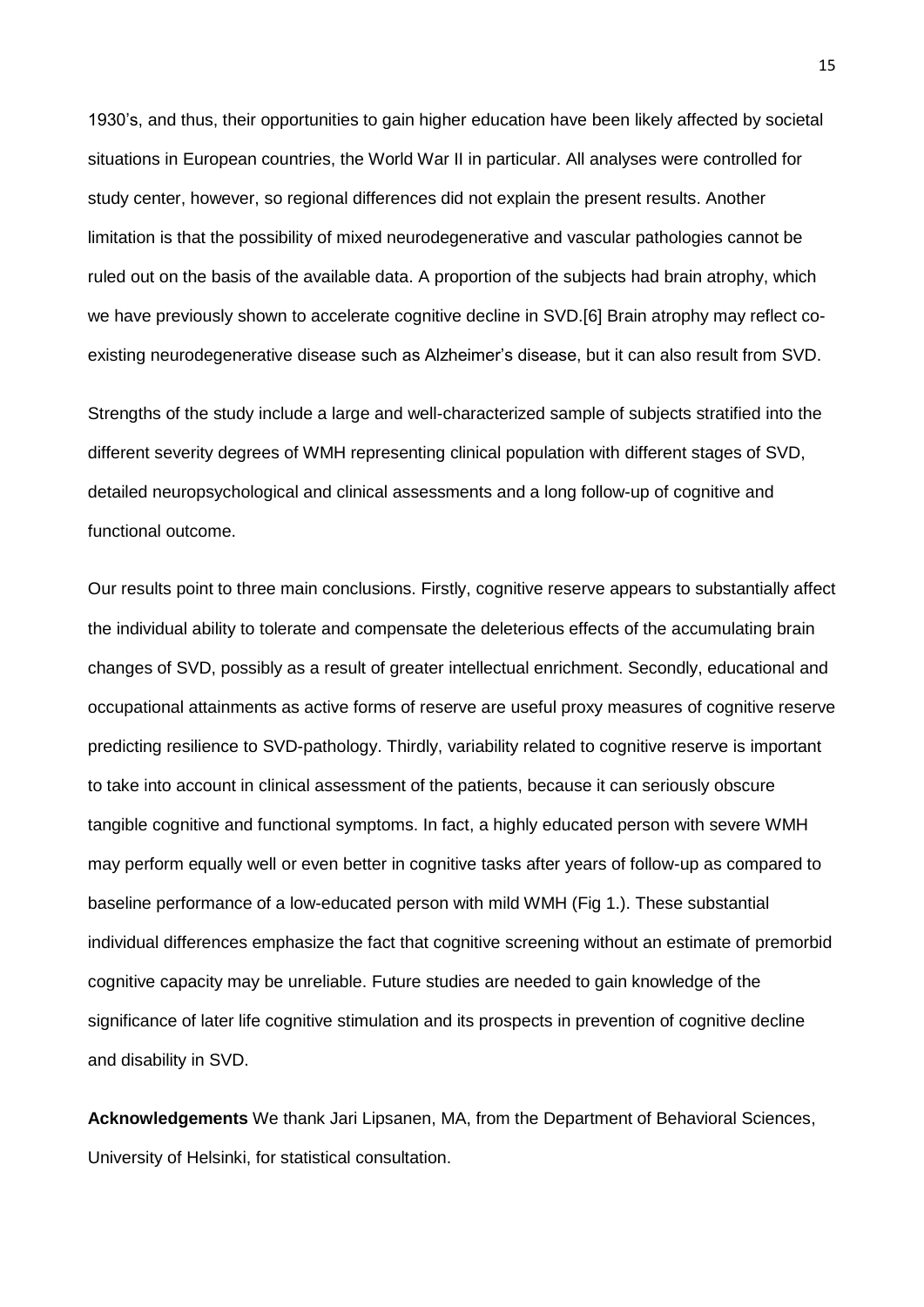1930's, and thus, their opportunities to gain higher education have been likely affected by societal situations in European countries, the World War II in particular. All analyses were controlled for study center, however, so regional differences did not explain the present results. Another limitation is that the possibility of mixed neurodegenerative and vascular pathologies cannot be ruled out on the basis of the available data. A proportion of the subjects had brain atrophy, which we have previously shown to accelerate cognitive decline in SVD.[6] Brain atrophy may reflect co-existing neurodegenerative disease such as Alzheimer's disease, but it can also result from SVD.

Strengths of the study include a large and well-characterized sample of subjects stratified into the different severity degrees of WMH representing clinical population with different stages of SVD, detailed neuropsychological and clinical assessments and a long follow-up of cognitive and functional outcome.

Our results point to three main conclusions. Firstly, cognitive reserve appears to substantially affect the individual ability to tolerate and compensate the deleterious effects of the accumulating brain changes of SVD, possibly as a result of greater intellectual enrichment. Secondly, educational and occupational attainments as active forms of reserve are useful proxy measures of cognitive reserve predicting resilience to SVD-pathology. Thirdly, variability related to cognitive reserve is important to take into account in clinical assessment of the patients, because it can seriously obscure tangible cognitive and functional symptoms. In fact, a highly educated person with severe WMH may perform equally well or even better in cognitive tasks after years of follow-up as compared to baseline performance of a low-educated person with mild WMH (Fig 1.). These substantial individual differences emphasize the fact that cognitive screening without an estimate of premorbid cognitive capacity may be unreliable. Future studies are needed to gain knowledge of the significance of later life cognitive stimulation and its prospects in prevention of cognitive decline and disability in SVD.

**Acknowledgements** We thank Jari Lipsanen, MA, from the Department of Behavioral Sciences, University of Helsinki, for statistical consultation.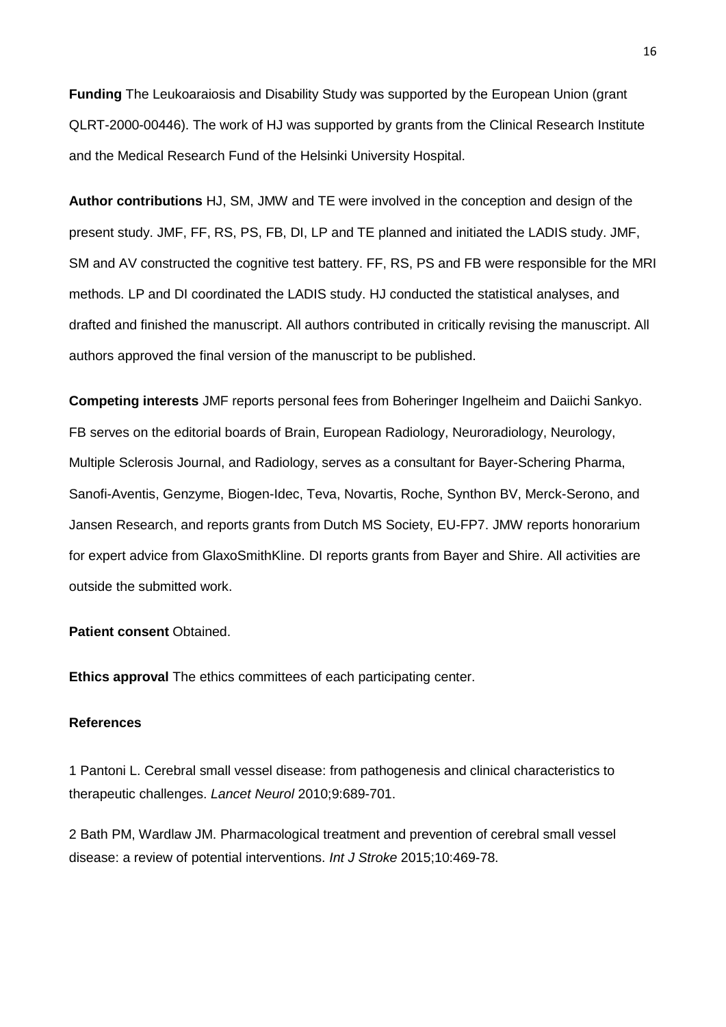**Funding** The Leukoaraiosis and Disability Study was supported by the European Union (grant QLRT-2000-00446). The work of HJ was supported by grants from the Clinical Research Institute and the Medical Research Fund of the Helsinki University Hospital.

**Author contributions** HJ, SM, JMW and TE were involved in the conception and design of the present study. JMF, FF, RS, PS, FB, DI, LP and TE planned and initiated the LADIS study. JMF, SM and AV constructed the cognitive test battery. FF, RS, PS and FB were responsible for the MRI methods. LP and DI coordinated the LADIS study. HJ conducted the statistical analyses, and drafted and finished the manuscript. All authors contributed in critically revising the manuscript. All authors approved the final version of the manuscript to be published.

**Competing interests** JMF reports personal fees from Boheringer Ingelheim and Daiichi Sankyo. FB serves on the editorial boards of Brain, European Radiology, Neuroradiology, Neurology, Multiple Sclerosis Journal, and Radiology, serves as a consultant for Bayer-Schering Pharma, Sanofi-Aventis, Genzyme, Biogen-Idec, Teva, Novartis, Roche, Synthon BV, Merck-Serono, and Jansen Research, and reports grants from Dutch MS Society, EU-FP7. JMW reports honorarium for expert advice from GlaxoSmithKline. DI reports grants from Bayer and Shire. All activities are outside the submitted work.

**Patient consent** Obtained.

**Ethics approval** The ethics committees of each participating center.

**References**

1 Pantoni L. Cerebral small vessel disease: from pathogenesis and clinical characteristics to therapeutic challenges. *Lancet Neurol* 2010;9:689-701.

2 Bath PM, Wardlaw JM. Pharmacological treatment and prevention of cerebral small vessel disease: a review of potential interventions. *Int J Stroke* 2015;10:469-78.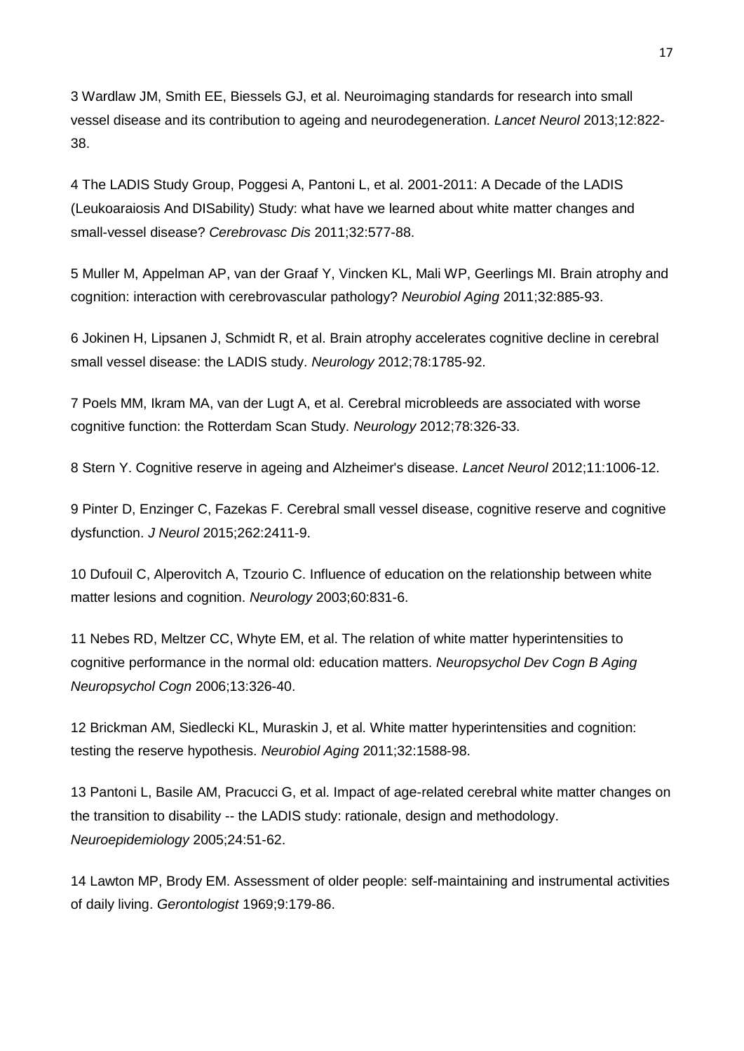3 Wardlaw JM, Smith EE, Biessels GJ, et al. Neuroimaging standards for research into small vessel disease and its contribution to ageing and neurodegeneration. *Lancet Neurol* 2013;12:822-38.

4 The LADIS Study Group, Poggesi A, Pantoni L, et al. 2001-2011: A Decade of the LADIS (Leukoaraiosis And DISability) Study: what have we learned about white matter changes and small-vessel disease? *Cerebrovasc Dis* 2011;32:577-88.

5 Muller M, Appelman AP, van der Graaf Y, Vincken KL, Mali WP, Geerlings MI. Brain atrophy and cognition: interaction with cerebrovascular pathology? *Neurobiol Aging* 2011;32:885-93.

6 Jokinen H, Lipsanen J, Schmidt R, et al. Brain atrophy accelerates cognitive decline in cerebral small vessel disease: the LADIS study. *Neurology* 2012;78:1785-92.

7 Poels MM, Ikram MA, van der Lugt A, et al. Cerebral microbleeds are associated with worse cognitive function: the Rotterdam Scan Study. *Neurology* 2012;78:326-33.

8 Stern Y. Cognitive reserve in ageing and Alzheimer's disease. *Lancet Neurol* 2012;11:1006-12.

9 Pinter D, Enzinger C, Fazekas F. Cerebral small vessel disease, cognitive reserve and cognitive dysfunction. *J Neurol* 2015;262:2411-9.

10 Dufouil C, Alperovitch A, Tzourio C. Influence of education on the relationship between white matter lesions and cognition. *Neurology* 2003;60:831-6.

11 Nebes RD, Meltzer CC, Whyte EM, et al. The relation of white matter hyperintensities to cognitive performance in the normal old: education matters. *Neuropsychol Dev Cogn B Aging Neuropsychol Cogn* 2006;13:326-40.

12 Brickman AM, Siedlecki KL, Muraskin J, et al. White matter hyperintensities and cognition: testing the reserve hypothesis. *Neurobiol Aging* 2011;32:1588-98.

13 Pantoni L, Basile AM, Pracucci G, et al. Impact of age-related cerebral white matter changes on the transition to disability -- the LADIS study: rationale, design and methodology. *Neuroepidemiology* 2005;24:51-62.

14 Lawton MP, Brody EM. Assessment of older people: self-maintaining and instrumental activities of daily living. *Gerontologist* 1969;9:179-86.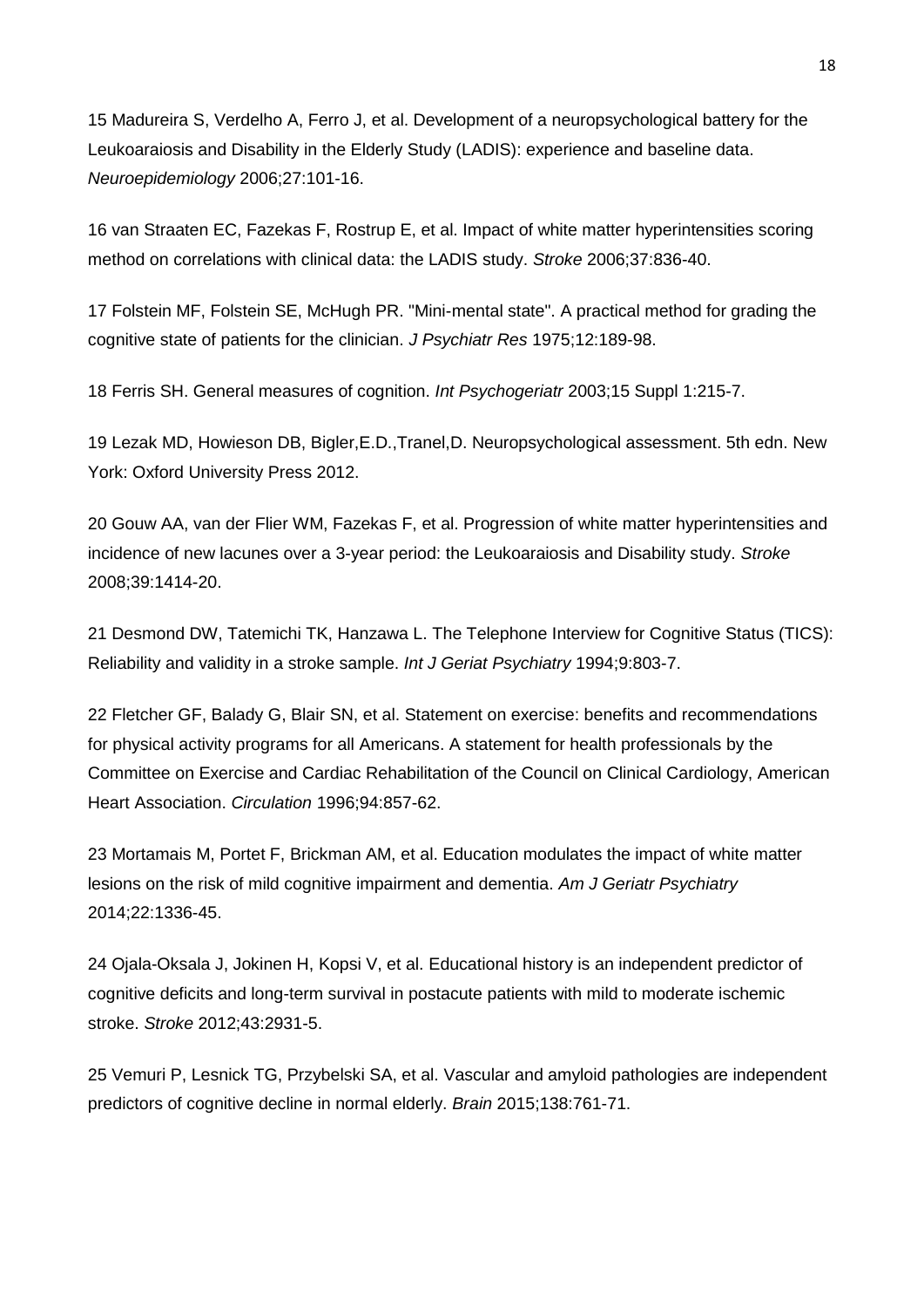15 Madureira S, Verdelho A, Ferro J, et al. Development of a neuropsychological battery for the Leukoaraiosis and Disability in the Elderly Study (LADIS): experience and baseline data. *Neuroepidemiology* 2006;27:101-16.

16 van Straaten EC, Fazekas F, Rostrup E, et al. Impact of white matter hyperintensities scoring method on correlations with clinical data: the LADIS study. *Stroke* 2006;37:836-40.

17 Folstein MF, Folstein SE, McHugh PR. "Mini-mental state". A practical method for grading the cognitive state of patients for the clinician. *J Psychiatr Res* 1975;12:189-98.

18 Ferris SH. General measures of cognition. *Int Psychogeriatr* 2003;15 Suppl 1:215-7.

19 Lezak MD, Howieson DB, Bigler,E.D.,Tranel,D. Neuropsychological assessment. 5th edn. New York: Oxford University Press 2012.

20 Gouw AA, van der Flier WM, Fazekas F, et al. Progression of white matter hyperintensities and incidence of new lacunes over a 3-year period: the Leukoaraiosis and Disability study. *Stroke* 2008;39:1414-20.

21 Desmond DW, Tatemichi TK, Hanzawa L. The Telephone Interview for Cognitive Status (TICS): Reliability and validity in a stroke sample. *Int J Geriat Psychiatry* 1994;9:803-7.

22 Fletcher GF, Balady G, Blair SN, et al. Statement on exercise: benefits and recommendations for physical activity programs for all Americans. A statement for health professionals by the Committee on Exercise and Cardiac Rehabilitation of the Council on Clinical Cardiology, American Heart Association. *Circulation* 1996;94:857-62.

23 Mortamais M, Portet F, Brickman AM, et al. Education modulates the impact of white matter lesions on the risk of mild cognitive impairment and dementia. *Am J Geriatr Psychiatry* 2014;22:1336-45.

24 Ojala-Oksala J, Jokinen H, Kopsi V, et al. Educational history is an independent predictor of cognitive deficits and long-term survival in postacute patients with mild to moderate ischemic stroke. *Stroke* 2012;43:2931-5.

25 Vemuri P, Lesnick TG, Przybelski SA, et al. Vascular and amyloid pathologies are independent predictors of cognitive decline in normal elderly. *Brain* 2015;138:761-71.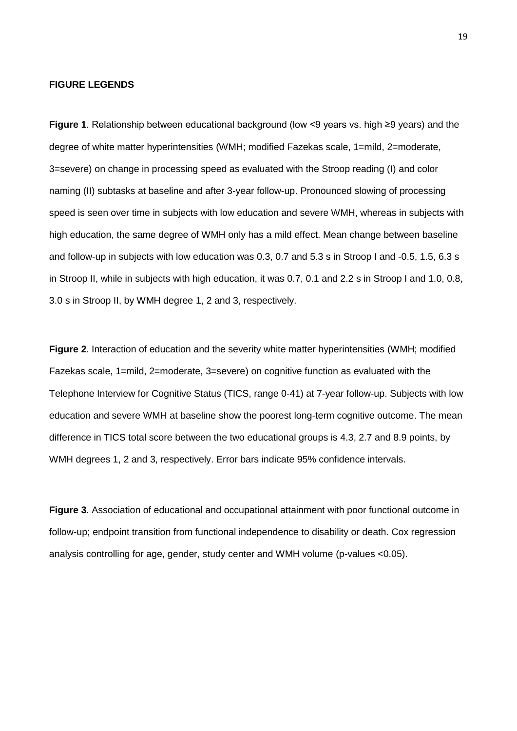**FIGURE LEGENDS**

**Figure 1**. Relationship between educational background (low <9 years vs. high ≥9 years) and the degree of white matter hyperintensities (WMH; modified Fazekas scale, 1=mild, 2=moderate, 3=severe) on change in processing speed as evaluated with the Stroop reading (I) and color naming (II) subtasks at baseline and after 3-year follow-up. Pronounced slowing of processing speed is seen over time in subjects with low education and severe WMH, whereas in subjects with high education, the same degree of WMH only has a mild effect. Mean change between baseline and follow-up in subjects with low education was 0.3, 0.7 and 5.3 s in Stroop I and -0.5, 1.5, 6.3 s in Stroop II, while in subjects with high education, it was 0.7, 0.1 and 2.2 s in Stroop I and 1.0, 0.8, 3.0 s in Stroop II, by WMH degree 1, 2 and 3, respectively.

**Figure 2**. Interaction of education and the severity white matter hyperintensities (WMH; modified Fazekas scale, 1=mild, 2=moderate, 3=severe) on cognitive function as evaluated with the Telephone Interview for Cognitive Status (TICS, range 0-41) at 7-year follow-up. Subjects with low education and severe WMH at baseline show the poorest long-term cognitive outcome. The mean difference in TICS total score between the two educational groups is 4.3, 2.7 and 8.9 points, by WMH degrees 1, 2 and 3, respectively. Error bars indicate 95% confidence intervals.

**Figure 3**. Association of educational and occupational attainment with poor functional outcome in follow-up; endpoint transition from functional independence to disability or death. Cox regression analysis controlling for age, gender, study center and WMH volume (p-values <0.05).